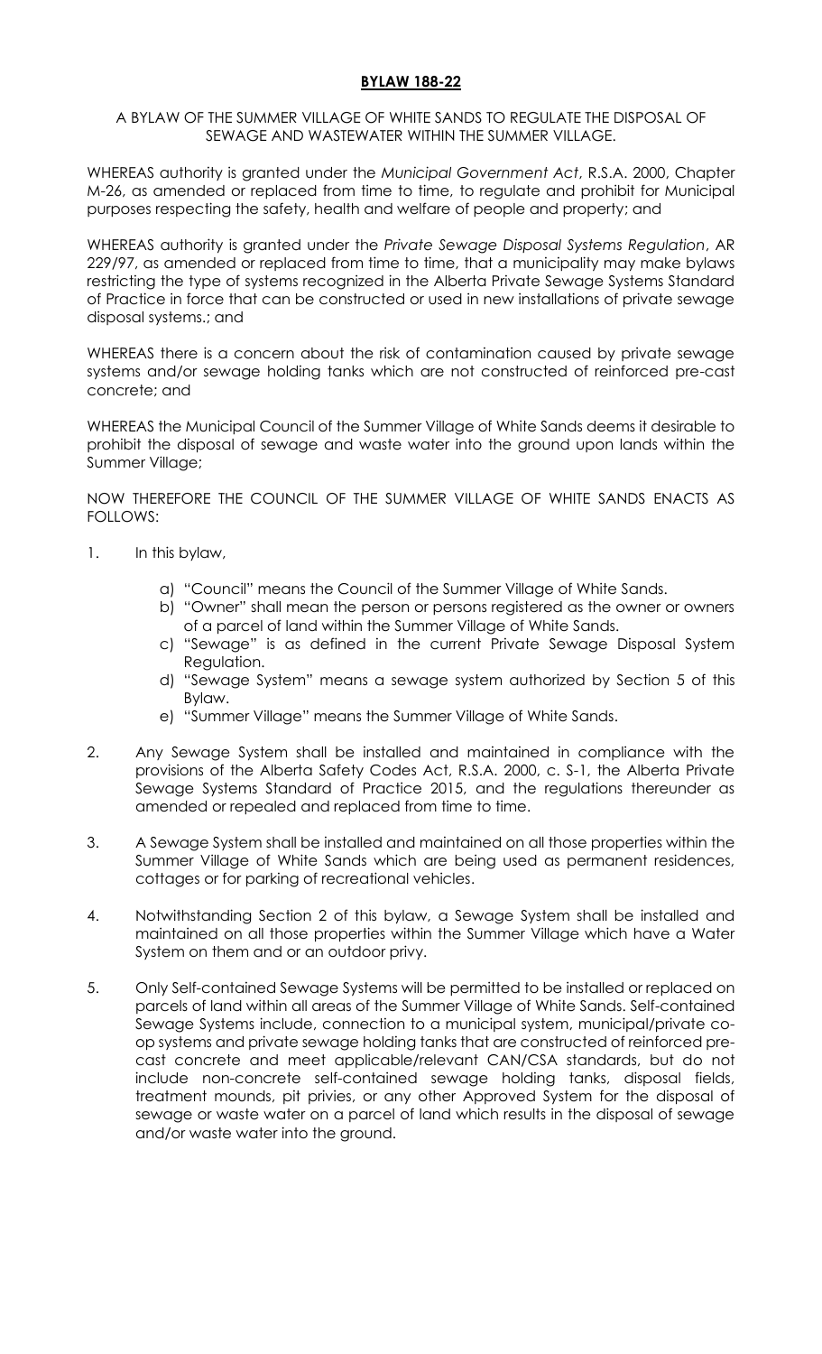# BYLAW 188-22

A BYLAW OF THE SUMMER VILLAGE OF WHITE SANDS TO REGULATE THE DISPOSAL OF SEWAGE AND WASTEWATER WITHIN THE SUMMER VILLAGE.

WHEREAS authority is granted under the *Municipal Government Act*, R.S.A. 2000, Chapter M-26, as amended or replaced from time to time, to regulate and prohibit for Municipal purposes respecting the safety, health and welfare of people and property; and

WHEREAS authority is granted under the *Private Sewage Disposal Systems Regulation*, AR 229/97, as amended or replaced from time to time, that a municipality may make bylaws restricting the type of systems recognized in the Alberta Private Sewage Systems Standard of Practice in force that can be constructed or used in new installations of private sewage disposal systems.; and

WHEREAS there is a concern about the risk of contamination caused by private sewage systems and/or sewage holding tanks which are not constructed of reinforced pre-cast concrete; and

WHEREAS the Municipal Council of the Summer Village of White Sands deems it desirable to prohibit the disposal of sewage and waste water into the ground upon lands within the Summer Village;

NOW THEREFORE THE COUNCIL OF THE SUMMER VILLAGE OF WHITE SANDS ENACTS AS FOLLOWS:

1. In this bylaw,
   a) "Council" means the Council of the Summer Village of White Sands.
   b) "Owner" shall mean the person or persons registered as the owner or owners of a parcel of land within the Summer Village of White Sands.
   c) "Sewage" is as defined in the current Private Sewage Disposal System Regulation.
   d) "Sewage System" means a sewage system authorized by Section 5 of this Bylaw.
   e) "Summer Village" means the Summer Village of White Sands.

2. Any Sewage System shall be installed and maintained in compliance with the provisions of the Alberta Safety Codes Act, R.S.A. 2000, c. S-1, the Alberta Private Sewage Systems Standard of Practice 2015, and the regulations thereunder as amended or repealed and replaced from time to time.

3. A Sewage System shall be installed and maintained on all those properties within the Summer Village of White Sands which are being used as permanent residences, cottages or for parking of recreational vehicles.

4. Notwithstanding Section 2 of this bylaw, a Sewage System shall be installed and maintained on all those properties within the Summer Village which have a Water System on them and or an outdoor privy.

5. Only Self-contained Sewage Systems will be permitted to be installed or replaced on parcels of land within all areas of the Summer Village of White Sands. Self-contained Sewage Systems include, connection to a municipal system, municipal/private co-op systems and private sewage holding tanks that are constructed of reinforced pre-cast concrete and meet applicable/relevant CAN/CSA standards, but do not include non-concrete self-contained sewage holding tanks, disposal fields, treatment mounds, pit privies, or any other Approved System for the disposal of sewage or waste water on a parcel of land which results in the disposal of sewage and/or waste water into the ground.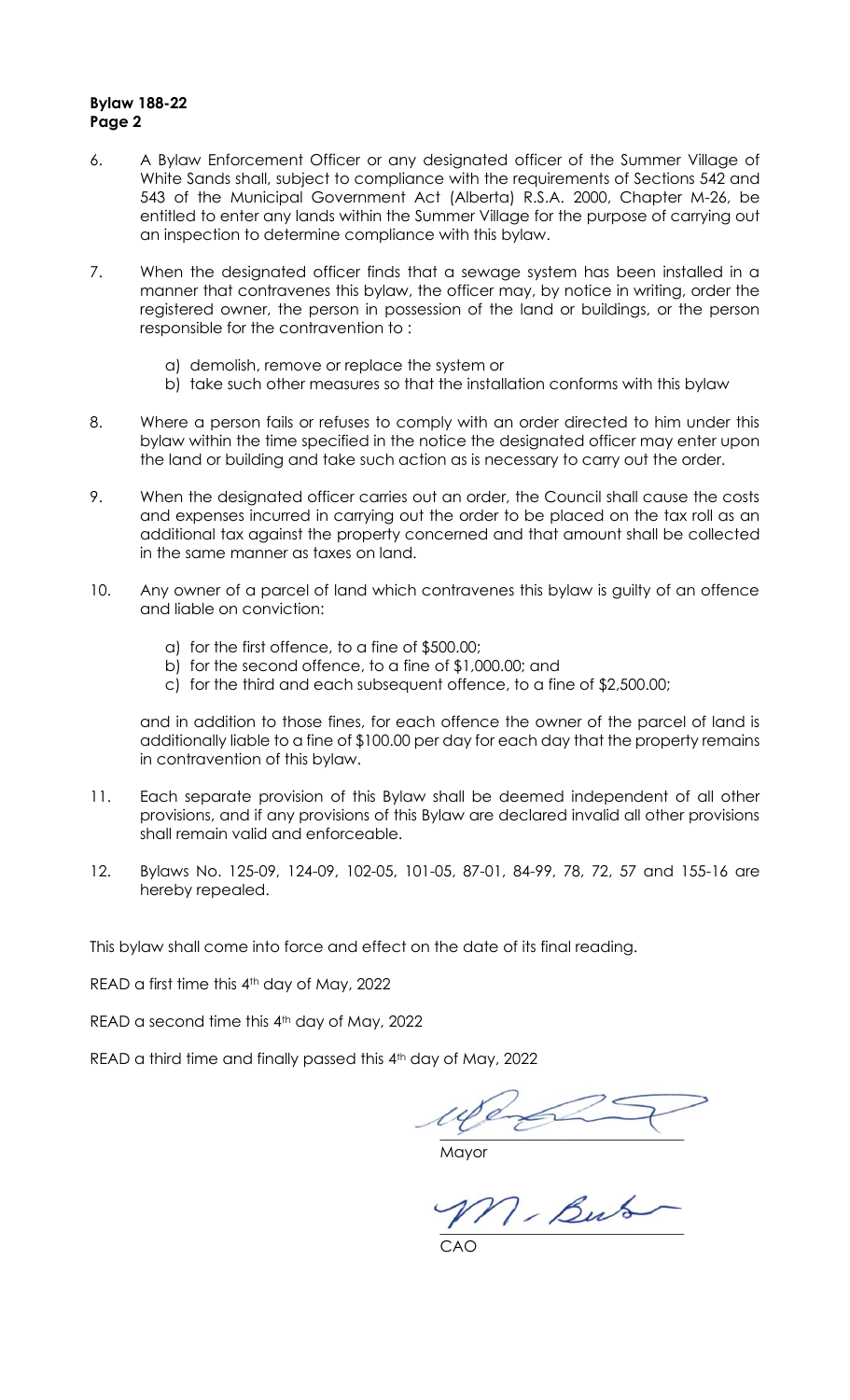6. A Bylaw Enforcement Officer or any designated officer of the Summer Village of White Sands shall, subject to compliance with the requirements of Sections 542 and 543 of the Municipal Government Act (Alberta) R.S.A. 2000, Chapter M-26, be entitled to enter any lands within the Summer Village for the purpose of carrying out an inspection to determine compliance with this bylaw.

7. When the designated officer finds that a sewage system has been installed in a manner that contravenes this bylaw, the officer may, by notice in writing, order the registered owner, the person in possession of the land or buildings, or the person responsible for the contravention to :

   a) demolish, remove or replace the system or
   b) take such other measures so that the installation conforms with this bylaw

8. Where a person fails or refuses to comply with an order directed to him under this bylaw within the time specified in the notice the designated officer may enter upon the land or building and take such action as is necessary to carry out the order.

9. When the designated officer carries out an order, the Council shall cause the costs and expenses incurred in carrying out the order to be placed on the tax roll as an additional tax against the property concerned and that amount shall be collected in the same manner as taxes on land.

10. Any owner of a parcel of land which contravenes this bylaw is guilty of an offence and liable on conviction:

    a) for the first offence, to a fine of $500.00;
    b) for the second offence, to a fine of $1,000.00; and
    c) for the third and each subsequent offence, to a fine of $2,500.00;

    and in addition to those fines, for each offence the owner of the parcel of land is additionally liable to a fine of $100.00 per day for each day that the property remains in contravention of this bylaw.

11. Each separate provision of this Bylaw shall be deemed independent of all other provisions, and if any provisions of this Bylaw are declared invalid all other provisions shall remain valid and enforceable.

12. Bylaws No. 125-09, 124-09, 102-05, 101-05, 87-01, 84-99, 78, 72, 57 and 155-16 are hereby repealed.

This bylaw shall come into force and effect on the date of its final reading.

READ a first time this 4th day of May, 2022

READ a second time this 4th day of May, 2022

READ a third time and finally passed this 4th day of May, 2022

Mayor

CAO